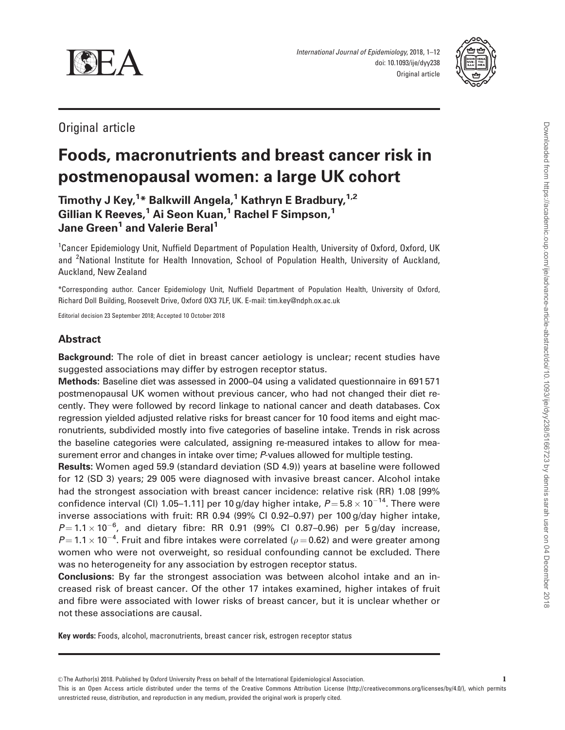Original article

# Foods, macronutrients and breast cancer risk in postmenopausal women: a large UK cohort

**Timothy J Key,[1]* Balkwill Angela,[1] Kathryn E Bradbury,[1,2] Gillian K Reeves,[1] Ai Seon Kuan,[1] Rachel F Simpson,[1] Jane Green[1] and Valerie Beral[1]**

[1]Cancer Epidemiology Unit, Nuffield Department of Population Health, University of Oxford, Oxford, UK and [2]National Institute for Health Innovation, School of Population Health, University of Auckland, Auckland, New Zealand

*Corresponding author. Cancer Epidemiology Unit, Nuffield Department of Population Health, University of Oxford, Richard Doll Building, Roosevelt Drive, Oxford OX3 7LF, UK. E-mail: tim.key@ndph.ox.ac.uk

Editorial decision 23 September 2018; Accepted 10 October 2018

## Abstract

**Background:** The role of diet in breast cancer aetiology is unclear; recent studies have suggested associations may differ by estrogen receptor status.

**Methods:** Baseline diet was assessed in 2000–04 using a validated questionnaire in 691 571 postmenopausal UK women without previous cancer, who had not changed their diet recently. They were followed by record linkage to national cancer and death databases. Cox regression yielded adjusted relative risks for breast cancer for 10 food items and eight macronutrients, subdivided mostly into five categories of baseline intake. Trends in risk across the baseline categories were calculated, assigning re-measured intakes to allow for measurement error and changes in intake over time; *P*-values allowed for multiple testing.

**Results:** Women aged 59.9 (standard deviation (SD 4.9)) years at baseline were followed for 12 (SD 3) years; 29 005 were diagnosed with invasive breast cancer. Alcohol intake had the strongest association with breast cancer incidence: relative risk (RR) 1.08 [99% confidence interval (CI) 1.05–1.11] per 10 g/day higher intake, $P = 5.8 \times 10^{-14}$. There were inverse associations with fruit: RR 0.94 (99% CI 0.92–0.97) per 100 g/day higher intake, $P = 1.1 \times 10^{-6}$, and dietary fibre: RR 0.91 (99% CI 0.87–0.96) per 5 g/day increase, $P = 1.1 \times 10^{-4}$. Fruit and fibre intakes were correlated ($\rho = 0.62$) and were greater among women who were not overweight, so residual confounding cannot be excluded. There was no heterogeneity for any association by estrogen receptor status.

**Conclusions:** By far the strongest association was between alcohol intake and an increased risk of breast cancer. Of the other 17 intakes examined, higher intakes of fruit and fibre were associated with lower risks of breast cancer, but it is unclear whether or not these associations are causal.

**Key words:** Foods, alcohol, macronutrients, breast cancer risk, estrogen receptor status

© The Author(s) 2018. Published by Oxford University Press on behalf of the International Epidemiological Association.

This is an Open Access article distributed under the terms of the Creative Commons Attribution License (http://creativecommons.org/licenses/by/4.0/), which permits unrestricted reuse, distribution, and reproduction in any medium, provided the original work is properly cited.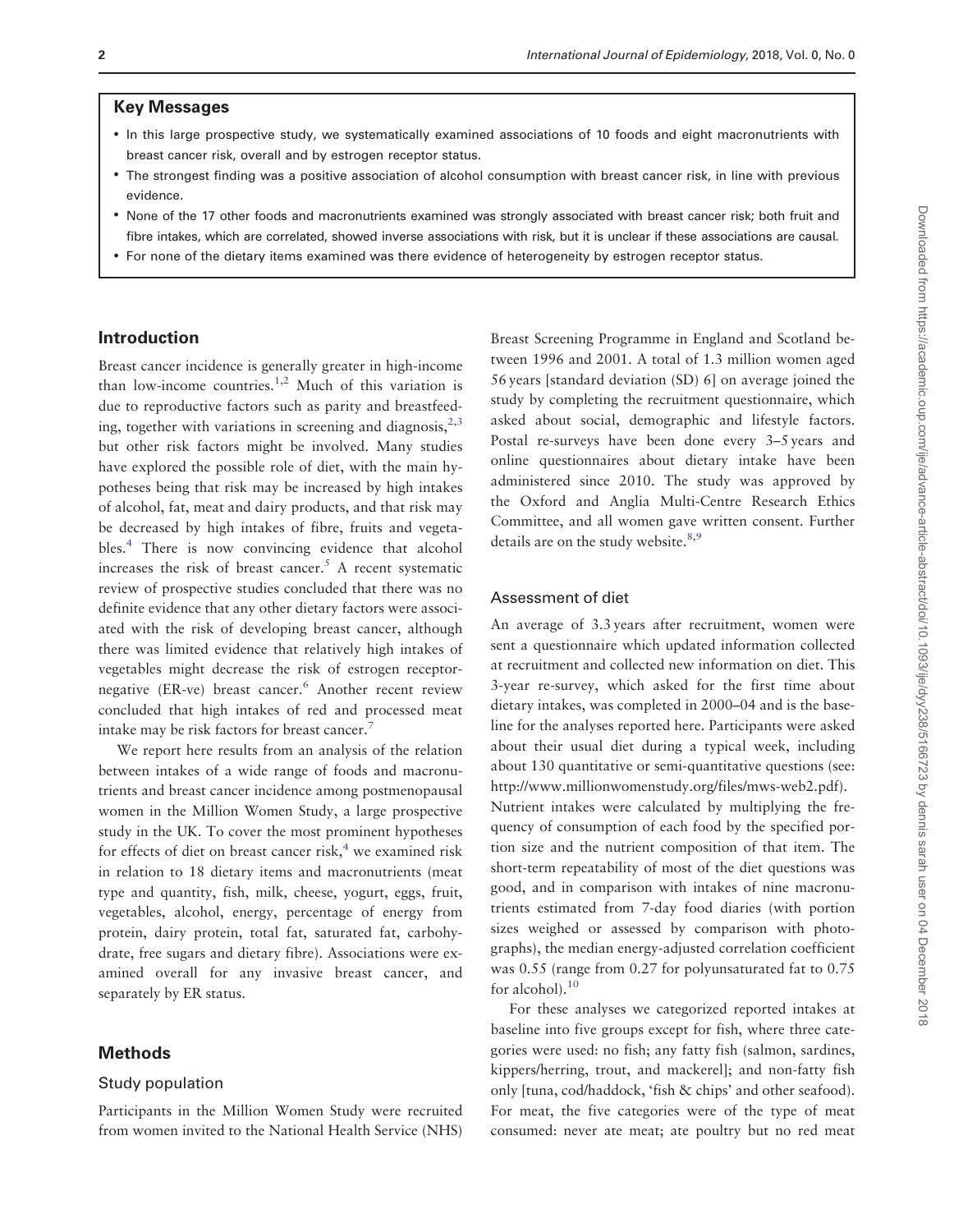## Key Messages

- In this large prospective study, we systematically examined associations of 10 foods and eight macronutrients with breast cancer risk, overall and by estrogen receptor status.
- The strongest finding was a positive association of alcohol consumption with breast cancer risk, in line with previous evidence.
- None of the 17 other foods and macronutrients examined was strongly associated with breast cancer risk; both fruit and fibre intakes, which are correlated, showed inverse associations with risk, but it is unclear if these associations are causal.
- For none of the dietary items examined was there evidence of heterogeneity by estrogen receptor status.

## Introduction

Breast cancer incidence is generally greater in high-income than low-income countries.[1,2] Much of this variation is due to reproductive factors such as parity and breastfeeding, together with variations in screening and diagnosis,[2,3] but other risk factors might be involved. Many studies have explored the possible role of diet, with the main hypotheses being that risk may be increased by high intakes of alcohol, fat, meat and dairy products, and that risk may be decreased by high intakes of fibre, fruits and vegetables.[4] There is now convincing evidence that alcohol increases the risk of breast cancer.[5] A recent systematic review of prospective studies concluded that there was no definite evidence that any other dietary factors were associated with the risk of developing breast cancer, although there was limited evidence that relatively high intakes of vegetables might decrease the risk of estrogen receptor-negative (ER-ve) breast cancer.[6] Another recent review concluded that high intakes of red and processed meat intake may be risk factors for breast cancer.[7]

We report here results from an analysis of the relation between intakes of a wide range of foods and macronutrients and breast cancer incidence among postmenopausal women in the Million Women Study, a large prospective study in the UK. To cover the most prominent hypotheses for effects of diet on breast cancer risk,[4] we examined risk in relation to 18 dietary items and macronutrients (meat type and quantity, fish, milk, cheese, yogurt, eggs, fruit, vegetables, alcohol, energy, percentage of energy from protein, dairy protein, total fat, saturated fat, carbohydrate, free sugars and dietary fibre). Associations were examined overall for any invasive breast cancer, and separately by ER status.

## Methods

### Study population

Participants in the Million Women Study were recruited from women invited to the National Health Service (NHS) Breast Screening Programme in England and Scotland between 1996 and 2001. A total of 1.3 million women aged 56 years [standard deviation (SD) 6] on average joined the study by completing the recruitment questionnaire, which asked about social, demographic and lifestyle factors. Postal re-surveys have been done every 3–5 years and online questionnaires about dietary intake have been administered since 2010. The study was approved by the Oxford and Anglia Multi-Centre Research Ethics Committee, and all women gave written consent. Further details are on the study website.[8,9]

### Assessment of diet

An average of 3.3 years after recruitment, women were sent a questionnaire which updated information collected at recruitment and collected new information on diet. This 3-year re-survey, which asked for the first time about dietary intakes, was completed in 2000–04 and is the baseline for the analyses reported here. Participants were asked about their usual diet during a typical week, including about 130 quantitative or semi-quantitative questions (see: http://www.millionwomenstudy.org/files/mws-web2.pdf). Nutrient intakes were calculated by multiplying the frequency of consumption of each food by the specified portion size and the nutrient composition of that item. The short-term repeatability of most of the diet questions was good, and in comparison with intakes of nine macronutrients estimated from 7-day food diaries (with portion sizes weighed or assessed by comparison with photographs), the median energy-adjusted correlation coefficient was 0.55 (range from 0.27 for polyunsaturated fat to 0.75 for alcohol).[10]

For these analyses we categorized reported intakes at baseline into five groups except for fish, where three categories were used: no fish; any fatty fish (salmon, sardines, kippers/herring, trout, and mackerel]; and non-fatty fish only [tuna, cod/haddock, 'fish & chips' and other seafood). For meat, the five categories were of the type of meat consumed: never ate meat; ate poultry but no red meat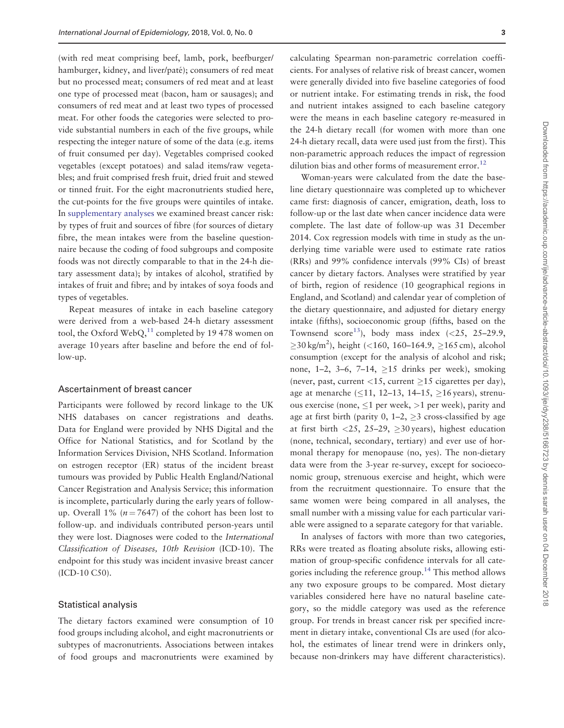(with red meat comprising beef, lamb, pork, beefburger/hamburger, kidney, and liver/paté); consumers of red meat but no processed meat; consumers of red meat and at least one type of processed meat (bacon, ham or sausages); and consumers of red meat and at least two types of processed meat. For other foods the categories were selected to provide substantial numbers in each of the five groups, while respecting the integer nature of some of the data (e.g. items of fruit consumed per day). Vegetables comprised cooked vegetables (except potatoes) and salad items/raw vegetables; and fruit comprised fresh fruit, dried fruit and stewed or tinned fruit. For the eight macronutrients studied here, the cut-points for the five groups were quintiles of intake. In supplementary analyses we examined breast cancer risk: by types of fruit and sources of fibre (for sources of dietary fibre, the mean intakes were from the baseline questionnaire because the coding of food subgroups and composite foods was not directly comparable to that in the 24-h dietary assessment data); by intakes of alcohol, stratified by intakes of fruit and fibre; and by intakes of soya foods and types of vegetables.

Repeat measures of intake in each baseline category were derived from a web-based 24-h dietary assessment tool, the Oxford WebQ,[11] completed by 19 478 women on average 10 years after baseline and before the end of follow-up.

## Ascertainment of breast cancer

Participants were followed by record linkage to the UK NHS databases on cancer registrations and deaths. Data for England were provided by NHS Digital and the Office for National Statistics, and for Scotland by the Information Services Division, NHS Scotland. Information on estrogen receptor (ER) status of the incident breast tumours was provided by Public Health England/National Cancer Registration and Analysis Service; this information is incomplete, particularly during the early years of follow-up. Overall 1% ($n = 7647$) of the cohort has been lost to follow-up. and individuals contributed person-years until they were lost. Diagnoses were coded to the *International Classification of Diseases, 10th Revision* (ICD-10). The endpoint for this study was incident invasive breast cancer (ICD-10 C50).

## Statistical analysis

The dietary factors examined were consumption of 10 food groups including alcohol, and eight macronutrients or subtypes of macronutrients. Associations between intakes of food groups and macronutrients were examined by calculating Spearman non-parametric correlation coefficients. For analyses of relative risk of breast cancer, women were generally divided into five baseline categories of food or nutrient intake. For estimating trends in risk, the food and nutrient intakes assigned to each baseline category were the means in each baseline category re-measured in the 24-h dietary recall (for women with more than one 24-h dietary recall, data were used just from the first). This non-parametric approach reduces the impact of regression dilution bias and other forms of measurement error.[12]

Woman-years were calculated from the date the baseline dietary questionnaire was completed up to whichever came first: diagnosis of cancer, emigration, death, loss to follow-up or the last date when cancer incidence data were complete. The last date of follow-up was 31 December 2014. Cox regression models with time in study as the underlying time variable were used to estimate rate ratios (RRs) and 99% confidence intervals (99% CIs) of breast cancer by dietary factors. Analyses were stratified by year of birth, region of residence (10 geographical regions in England, and Scotland) and calendar year of completion of the dietary questionnaire, and adjusted for dietary energy intake (fifths), socioeconomic group (fifths, based on the Townsend score[13]), body mass index (<25, 25–29.9, $\geq$30 kg/m$^2$), height (<160, 160–164.9, $\geq$165 cm), alcohol consumption (except for the analysis of alcohol and risk; none, 1–2, 3–6, 7–14, $\geq$15 drinks per week), smoking (never, past, current <15, current $\geq$15 cigarettes per day), age at menarche ($\leq$11, 12–13, 14–15, $\geq$16 years), strenuous exercise (none, $\leq$1 per week, >1 per week), parity and age at first birth (parity 0, 1–2, $\geq$3 cross-classified by age at first birth <25, 25–29, $\geq$30 years), highest education (none, technical, secondary, tertiary) and ever use of hormonal therapy for menopause (no, yes). The non-dietary data were from the 3-year re-survey, except for socioeconomic group, strenuous exercise and height, which were from the recruitment questionnaire. To ensure that the same women were being compared in all analyses, the small number with a missing value for each particular variable were assigned to a separate category for that variable.

In analyses of factors with more than two categories, RRs were treated as floating absolute risks, allowing estimation of group-specific confidence intervals for all categories including the reference group.[14] This method allows any two exposure groups to be compared. Most dietary variables considered here have no natural baseline category, so the middle category was used as the reference group. For trends in breast cancer risk per specified increment in dietary intake, conventional CIs are used (for alcohol, the estimates of linear trend were in drinkers only, because non-drinkers may have different characteristics).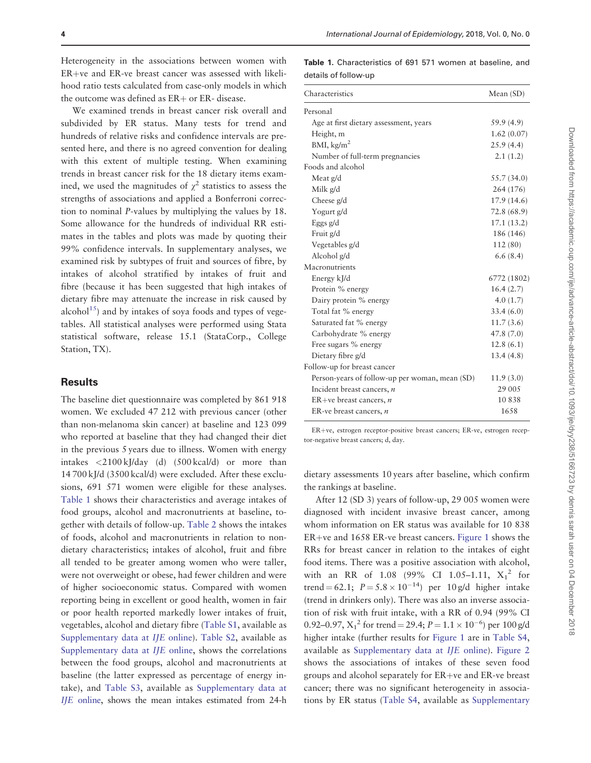Heterogeneity in the associations between women with ER+ve and ER-ve breast cancer was assessed with likelihood ratio tests calculated from case-only models in which the outcome was defined as ER+ or ER- disease.

We examined trends in breast cancer risk overall and subdivided by ER status. Many tests for trend and hundreds of relative risks and confidence intervals are presented here, and there is no agreed convention for dealing with this extent of multiple testing. When examining trends in breast cancer risk for the 18 dietary items examined, we used the magnitudes of $\chi^2$ statistics to assess the strengths of associations and applied a Bonferroni correction to nominal *P*-values by multiplying the values by 18. Some allowance for the hundreds of individual RR estimates in the tables and plots was made by quoting their 99% confidence intervals. In supplementary analyses, we examined risk by subtypes of fruit and sources of fibre, by intakes of alcohol stratified by intakes of fruit and fibre (because it has been suggested that high intakes of dietary fibre may attenuate the increase in risk caused by alcohol[15]) and by intakes of soya foods and types of vegetables. All statistical analyses were performed using Stata statistical software, release 15.1 (StataCorp., College Station, TX).

## Results

The baseline diet questionnaire was completed by 861 918 women. We excluded 47 212 with previous cancer (other than non-melanoma skin cancer) at baseline and 123 099 who reported at baseline that they had changed their diet in the previous 5 years due to illness. Women with energy intakes <2100 kJ/day (d) (500 kcal/d) or more than 14 700 kJ/d (3500 kcal/d) were excluded. After these exclusions, 691 571 women were eligible for these analyses. Table 1 shows their characteristics and average intakes of food groups, alcohol and macronutrients at baseline, together with details of follow-up. Table 2 shows the intakes of foods, alcohol and macronutrients in relation to non-dietary characteristics; intakes of alcohol, fruit and fibre all tended to be greater among women who were taller, were not overweight or obese, had fewer children and were of higher socioeconomic status. Compared with women reporting being in excellent or good health, women in fair or poor health reported markedly lower intakes of fruit, vegetables, alcohol and dietary fibre (Table S1, available as Supplementary data at *IJE* online). Table S2, available as Supplementary data at *IJE* online, shows the correlations between the food groups, alcohol and macronutrients at baseline (the latter expressed as percentage of energy intake), and Table S3, available as Supplementary data at *IJE* online, shows the mean intakes estimated from 24-h dietary assessments 10 years after baseline, which confirm the rankings at baseline.

After 12 (SD 3) years of follow-up, 29 005 women were diagnosed with incident invasive breast cancer, among whom information on ER status was available for 10 838 ER+ve and 1658 ER-ve breast cancers. Figure 1 shows the RRs for breast cancer in relation to the intakes of eight food items. There was a positive association with alcohol, with an RR of 1.08 (99% CI 1.05–1.11, $X_1^2$ for trend = 62.1; $P = 5.8 \times 10^{-14}$) per 10 g/d higher intake (trend in drinkers only). There was also an inverse association of risk with fruit intake, with a RR of 0.94 (99% CI 0.92–0.97, $X_1^2$ for trend = 29.4; $P = 1.1 \times 10^{-6}$) per 100 g/d higher intake (further results for Figure 1 are in Table S4, available as Supplementary data at *IJE* online). Figure 2 shows the associations of intakes of these seven food groups and alcohol separately for ER+ve and ER-ve breast cancer; there was no significant heterogeneity in associations by ER status (Table S4, available as Supplementary

**Table 1.** Characteristics of 691 571 women at baseline, and details of follow-up

| Characteristics | Mean (SD) |
|---|---|
| Personal | |
| Age at first dietary assessment, years | 59.9 (4.9) |
| Height, m | 1.62 (0.07) |
| BMI, kg/m$^2$ | 25.9 (4.4) |
| Number of full-term pregnancies | 2.1 (1.2) |
| Foods and alcohol | |
| Meat g/d | 55.7 (34.0) |
| Milk g/d | 264 (176) |
| Cheese g/d | 17.9 (14.6) |
| Yogurt g/d | 72.8 (68.9) |
| Eggs g/d | 17.1 (13.2) |
| Fruit g/d | 186 (146) |
| Vegetables g/d | 112 (80) |
| Alcohol g/d | 6.6 (8.4) |
| Macronutrients | |
| Energy kJ/d | 6772 (1802) |
| Protein % energy | 16.4 (2.7) |
| Dairy protein % energy | 4.0 (1.7) |
| Total fat % energy | 33.4 (6.0) |
| Saturated fat % energy | 11.7 (3.6) |
| Carbohydrate % energy | 47.8 (7.0) |
| Free sugars % energy | 12.8 (6.1) |
| Dietary fibre g/d | 13.4 (4.8) |
| Follow-up for breast cancer | |
| Person-years of follow-up per woman, mean (SD) | 11.9 (3.0) |
| Incident breast cancers, *n* | 29 005 |
| ER+ve breast cancers, *n* | 10 838 |
| ER-ve breast cancers, *n* | 1658 |

ER+ve, estrogen receptor-positive breast cancers; ER-ve, estrogen receptor-negative breast cancers; d, day.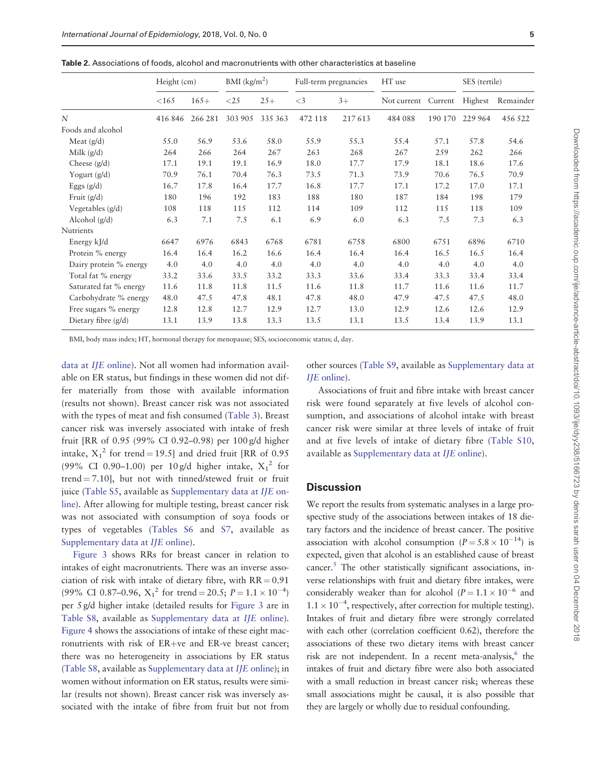**Table 2.** Associations of foods, alcohol and macronutrients with other characteristics at baseline

| | Height (cm) | | BMI (kg/m²) | | Full-term pregnancies | | HT use | | SES (tertile) | |
|---|---|---|---|---|---|---|---|---|---|---|
| | <165 | 165+ | <25 | 25+ | <3 | 3+ | Not current | Current | Highest | Remainder |
| *N* | 416 846 | 266 281 | 303 905 | 335 363 | 472 118 | 217 613 | 484 088 | 190 170 | 229 964 | 456 522 |
| Foods and alcohol | | | | | | | | | | |
| Meat (g/d) | 55.0 | 56.9 | 53.6 | 58.0 | 55.9 | 55.3 | 55.4 | 57.1 | 57.8 | 54.6 |
| Milk (g/d) | 264 | 266 | 264 | 267 | 263 | 268 | 267 | 259 | 262 | 266 |
| Cheese (g/d) | 17.1 | 19.1 | 19.1 | 16.9 | 18.0 | 17.7 | 17.9 | 18.1 | 18.6 | 17.6 |
| Yogurt (g/d) | 70.9 | 76.1 | 70.4 | 76.3 | 73.5 | 71.3 | 73.9 | 70.6 | 76.5 | 70.9 |
| Eggs (g/d) | 16.7 | 17.8 | 16.4 | 17.7 | 16.8 | 17.7 | 17.1 | 17.2 | 17.0 | 17.1 |
| Fruit (g/d) | 180 | 196 | 192 | 183 | 188 | 180 | 187 | 184 | 198 | 179 |
| Vegetables (g/d) | 108 | 118 | 115 | 112 | 114 | 109 | 112 | 115 | 118 | 109 |
| Alcohol (g/d) | 6.3 | 7.1 | 7.5 | 6.1 | 6.9 | 6.0 | 6.3 | 7.5 | 7.3 | 6.3 |
| Nutrients | | | | | | | | | | |
| Energy kJ/d | 6647 | 6976 | 6843 | 6768 | 6781 | 6758 | 6800 | 6751 | 6896 | 6710 |
| Protein % energy | 16.4 | 16.4 | 16.2 | 16.6 | 16.4 | 16.4 | 16.4 | 16.5 | 16.5 | 16.4 |
| Dairy protein % energy | 4.0 | 4.0 | 4.0 | 4.0 | 4.0 | 4.0 | 4.0 | 4.0 | 4.0 | 4.0 |
| Total fat % energy | 33.2 | 33.6 | 33.5 | 33.2 | 33.3 | 33.6 | 33.4 | 33.3 | 33.4 | 33.4 |
| Saturated fat % energy | 11.6 | 11.8 | 11.8 | 11.5 | 11.6 | 11.8 | 11.7 | 11.6 | 11.6 | 11.7 |
| Carbohydrate % energy | 48.0 | 47.5 | 47.8 | 48.1 | 47.8 | 48.0 | 47.9 | 47.5 | 47.5 | 48.0 |
| Free sugars % energy | 12.8 | 12.8 | 12.7 | 12.9 | 12.7 | 13.0 | 12.9 | 12.6 | 12.6 | 12.9 |
| Dietary fibre (g/d) | 13.1 | 13.9 | 13.8 | 13.3 | 13.5 | 13.1 | 13.5 | 13.4 | 13.9 | 13.1 |

BMI, body mass index; HT, hormonal therapy for menopause; SES, socioeconomic status; d, day.

data at *IJE* online). Not all women had information available on ER status, but findings in these women did not differ materially from those with available information (results not shown). Breast cancer risk was not associated with the types of meat and fish consumed (Table 3). Breast cancer risk was inversely associated with intake of fresh fruit [RR of 0.95 (99% CI 0.92–0.98) per 100 g/d higher intake, $X_1^2$ for trend = 19.5] and dried fruit [RR of 0.95 (99% CI 0.90–1.00) per 10 g/d higher intake, $X_1^2$ for trend = 7.10], but not with tinned/stewed fruit or fruit juice (Table S5, available as Supplementary data at *IJE* online). After allowing for multiple testing, breast cancer risk was not associated with consumption of soya foods or types of vegetables (Tables S6 and S7, available as Supplementary data at *IJE* online).

Figure 3 shows RRs for breast cancer in relation to intakes of eight macronutrients. There was an inverse association of risk with intake of dietary fibre, with RR = 0.91 (99% CI 0.87–0.96, $X_1^2$ for trend = 20.5; $P = 1.1 \times 10^{-4}$) per 5 g/d higher intake (detailed results for Figure 3 are in Table S8, available as Supplementary data at *IJE* online). Figure 4 shows the associations of intake of these eight macronutrients with risk of ER+ve and ER-ve breast cancer; there was no heterogeneity in associations by ER status (Table S8, available as Supplementary data at *IJE* online); in women without information on ER status, results were similar (results not shown). Breast cancer risk was inversely associated with the intake of fibre from fruit but not from other sources (Table S9, available as Supplementary data at *IJE* online).

Associations of fruit and fibre intake with breast cancer risk were found separately at five levels of alcohol consumption, and associations of alcohol intake with breast cancer risk were similar at three levels of intake of fruit and at five levels of intake of dietary fibre (Table S10, available as Supplementary data at *IJE* online).

## Discussion

We report the results from systematic analyses in a large prospective study of the associations between intakes of 18 dietary factors and the incidence of breast cancer. The positive association with alcohol consumption ($P = 5.8 \times 10^{-14}$) is expected, given that alcohol is an established cause of breast cancer.[5] The other statistically significant associations, inverse relationships with fruit and dietary fibre intakes, were considerably weaker than for alcohol ($P = 1.1 \times 10^{-6}$ and $1.1 \times 10^{-4}$, respectively, after correction for multiple testing). Intakes of fruit and dietary fibre were strongly correlated with each other (correlation coefficient 0.62), therefore the associations of these two dietary items with breast cancer risk are not independent. In a recent meta-analysis,[6] the intakes of fruit and dietary fibre were also both associated with a small reduction in breast cancer risk; whereas these small associations might be causal, it is also possible that they are largely or wholly due to residual confounding.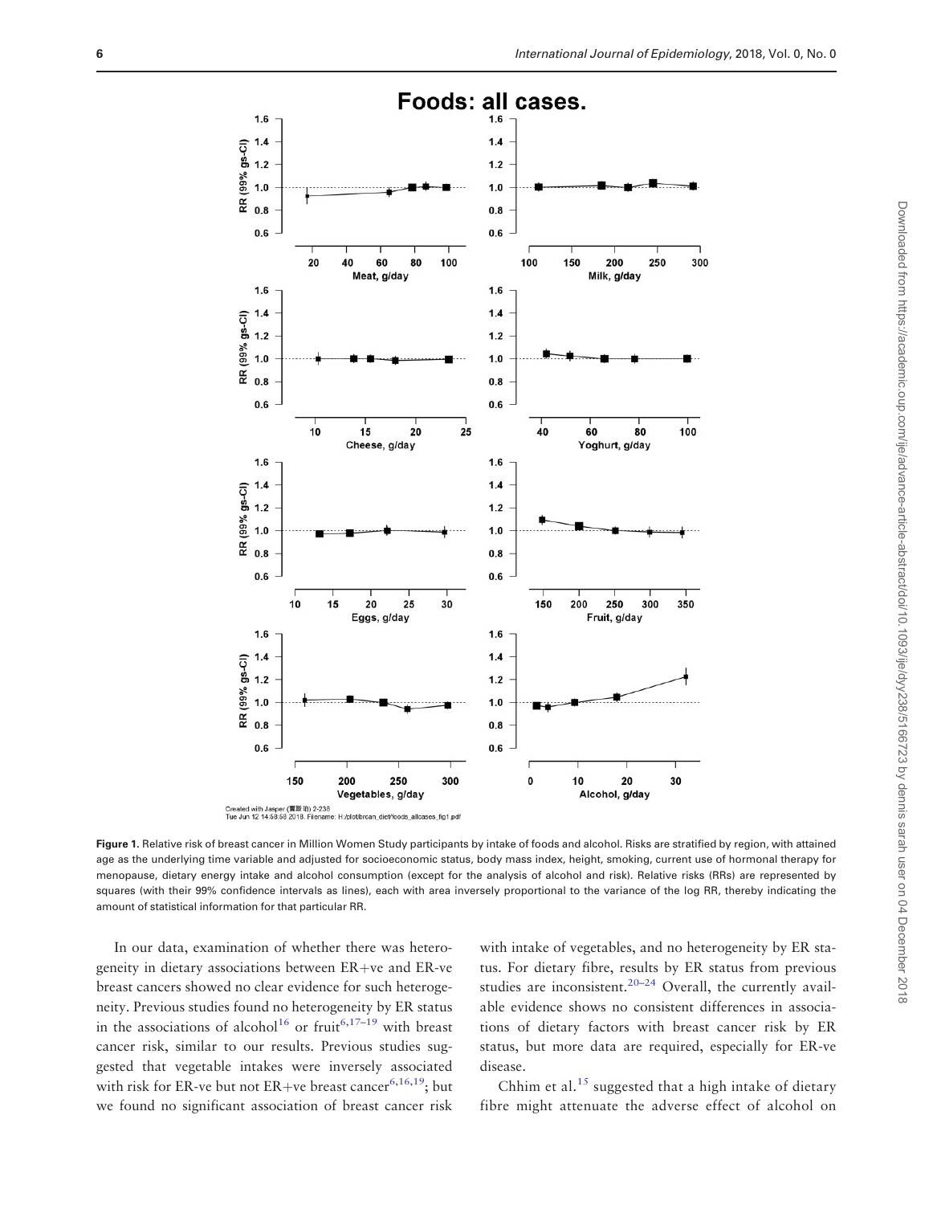**Figure 1.** Relative risk of breast cancer in Million Women Study participants by intake of foods and alcohol. Risks are stratified by region, with attained age as the underlying time variable and adjusted for socioeconomic status, body mass index, height, smoking, current use of hormonal therapy for menopause, dietary energy intake and alcohol consumption (except for the analysis of alcohol and risk). Relative risks (RRs) are represented by squares (with their 99% confidence intervals as lines), each with area inversely proportional to the variance of the log RR, thereby indicating the amount of statistical information for that particular RR.

In our data, examination of whether there was heterogeneity in dietary associations between ER+ve and ER-ve breast cancers showed no clear evidence for such heterogeneity. Previous studies found no heterogeneity by ER status in the associations of alcohol[16] or fruit[6,17–19] with breast cancer risk, similar to our results. Previous studies suggested that vegetable intakes were inversely associated with risk for ER-ve but not ER+ve breast cancer[6,16,19]; but we found no significant association of breast cancer risk with intake of vegetables, and no heterogeneity by ER status. For dietary fibre, results by ER status from previous studies are inconsistent.[20–24] Overall, the currently available evidence shows no consistent differences in associations of dietary factors with breast cancer risk by ER status, but more data are required, especially for ER-ve disease.

Chhim et al.[15] suggested that a high intake of dietary fibre might attenuate the adverse effect of alcohol on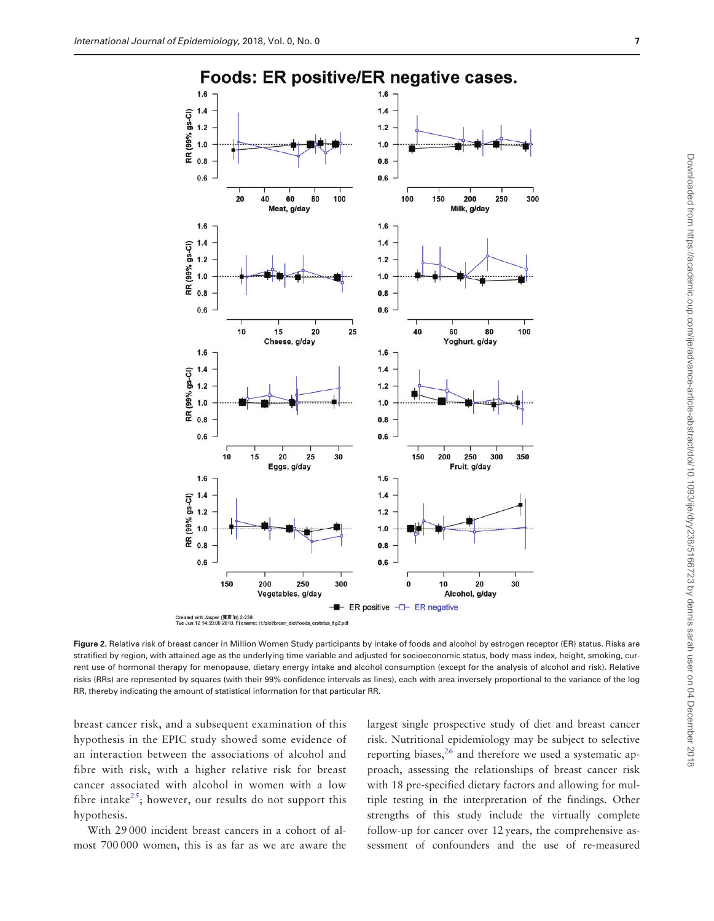**Figure 2.** Relative risk of breast cancer in Million Women Study participants by intake of foods and alcohol by estrogen receptor (ER) status. Risks are stratified by region, with attained age as the underlying time variable and adjusted for socioeconomic status, body mass index, height, smoking, current use of hormonal therapy for menopause, dietary energy intake and alcohol consumption (except for the analysis of alcohol and risk). Relative risks (RRs) are represented by squares (with their 99% confidence intervals as lines), each with area inversely proportional to the variance of the log RR, thereby indicating the amount of statistical information for that particular RR.

breast cancer risk, and a subsequent examination of this hypothesis in the EPIC study showed some evidence of an interaction between the associations of alcohol and fibre with risk, with a higher relative risk for breast cancer associated with alcohol in women with a low fibre intake[25]; however, our results do not support this hypothesis.

With 29 000 incident breast cancers in a cohort of almost 700 000 women, this is as far as we are aware the largest single prospective study of diet and breast cancer risk. Nutritional epidemiology may be subject to selective reporting biases,[26] and therefore we used a systematic approach, assessing the relationships of breast cancer risk with 18 pre-specified dietary factors and allowing for multiple testing in the interpretation of the findings. Other strengths of this study include the virtually complete follow-up for cancer over 12 years, the comprehensive assessment of confounders and the use of re-measured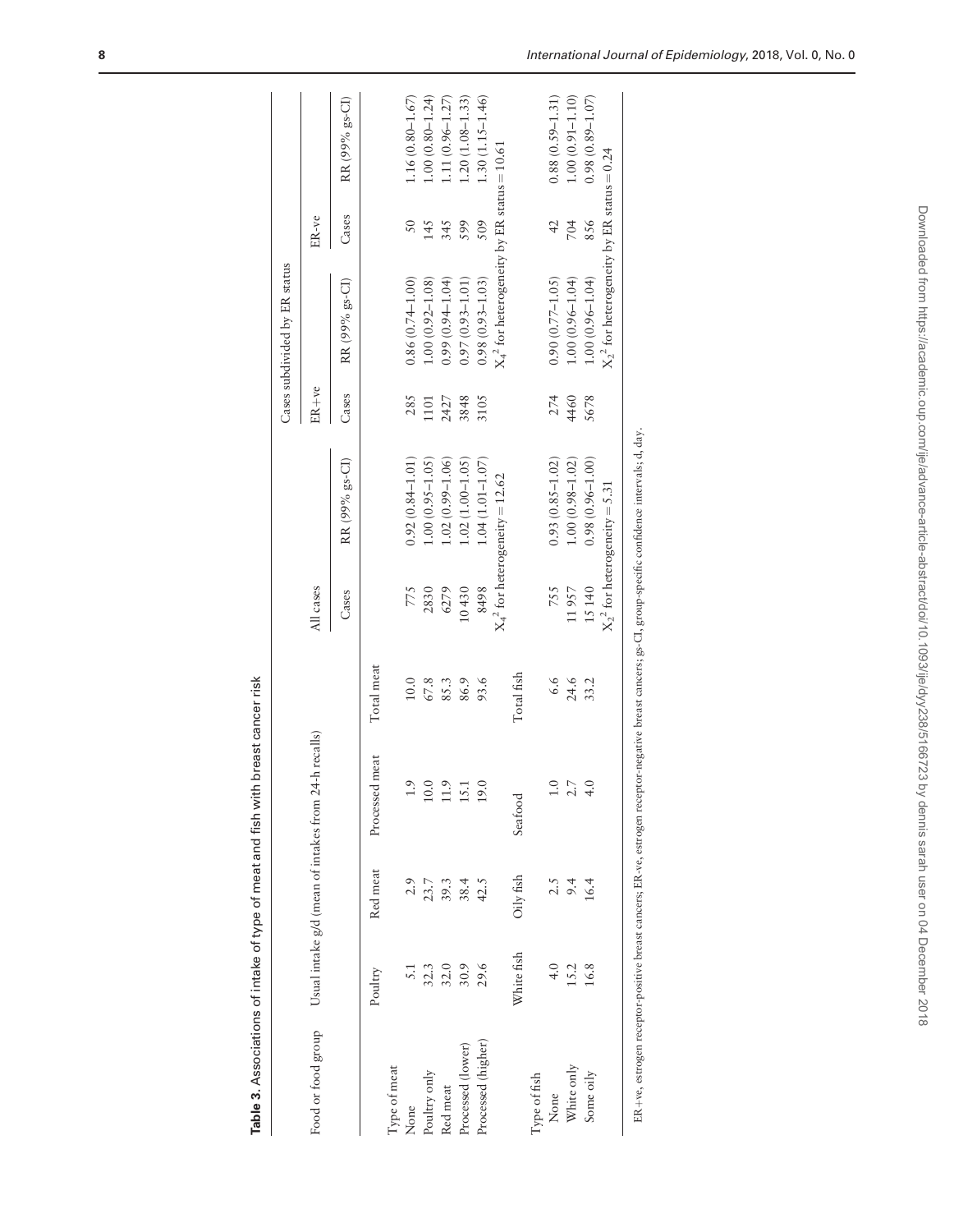**Table 3.** Associations of intake of type of meat and fish with breast cancer risk

| Food or food group | Usual intake g/d (mean of intakes from 24-h recalls) | | | | All cases | | Cases subdivided by ER status | | | |
|---|---|---|---|---|---|---|---|---|---|---|
| | | | | | | | ER+ve | | ER-ve | |
| | | | | | Cases | RR (99% gs-CI) | Cases | RR (99% gs-CI) | Cases | RR (99% gs-CI) |
| | Poultry | Red meat | Processed meat | Total meat | | | | | | |
| Type of meat | | | | | | | | | | |
| None | 5.1 | 2.9 | 1.9 | 10.0 | 775 | 0.92 (0.84–1.01) | 285 | 0.86 (0.74–1.00) | 50 | 1.16 (0.80–1.67) |
| Poultry only | 32.3 | 23.7 | 10.0 | 67.8 | 2830 | 1.00 (0.95–1.05) | 1101 | 1.00 (0.92–1.08) | 145 | 1.00 (0.80–1.24) |
| Red meat | 32.0 | 39.3 | 11.9 | 85.3 | 6279 | 1.02 (0.99–1.06) | 2427 | 0.99 (0.94–1.04) | 345 | 1.11 (0.96–1.27) |
| Processed (lower) | 30.9 | 38.4 | 15.1 | 86.9 | 10 430 | 1.02 (1.00–1.05) | 3848 | 0.97 (0.93–1.01) | 599 | 1.20 (1.08–1.33) |
| Processed (higher) | 29.6 | 42.5 | 19.0 | 93.6 | 8498 | 1.04 (1.01–1.07) | 3105 | 0.98 (0.93–1.03) | 509 | 1.30 (1.15–1.46) |
| | | | | | $X_4^2$ for heterogeneity = 12.62 | | $X_4^2$ for heterogeneity by ER status = 10.61 | | | |
| | White fish | Oily fish | Seafood | Total fish | | | | | | |
| Type of fish | | | | | | | | | | |
| None | 4.0 | 2.5 | 1.0 | 6.6 | 755 | 0.93 (0.85–1.02) | 274 | 0.90 (0.77–1.05) | 42 | 0.88 (0.59–1.31) |
| White only | 15.2 | 9.4 | 2.7 | 24.6 | 11 957 | 1.00 (0.98–1.02) | 4460 | 1.00 (0.96–1.04) | 704 | 1.00 (0.91–1.10) |
| Some oily | 16.8 | 16.4 | 4.0 | 33.2 | 15 140 | 0.98 (0.96–1.00) | 5678 | 1.00 (0.96–1.04) | 856 | 0.98 (0.89–1.07) |
| | | | | | $X_2^2$ for heterogeneity = 5.31 | | $X_2^2$ for heterogeneity by ER status = 0.24 | | | |

ER+ve, estrogen receptor-positive breast cancers; ER-ve, estrogen receptor-negative breast cancers; gs-CI, group-specific confidence intervals; d, day.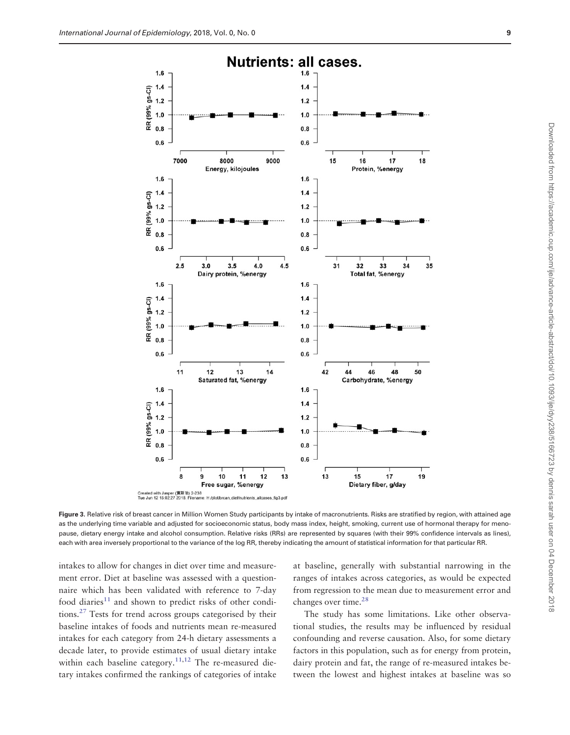**Figure 3.** Relative risk of breast cancer in Million Women Study participants by intake of macronutrients. Risks are stratified by region, with attained age as the underlying time variable and adjusted for socioeconomic status, body mass index, height, smoking, current use of hormonal therapy for menopause, dietary energy intake and alcohol consumption. Relative risks (RRs) are represented by squares (with their 99% confidence intervals as lines), each with area inversely proportional to the variance of the log RR, thereby indicating the amount of statistical information for that particular RR.

intakes to allow for changes in diet over time and measurement error. Diet at baseline was assessed with a questionnaire which has been validated with reference to 7-day food diaries[11] and shown to predict risks of other conditions.[27] Tests for trend across groups categorised by their baseline intakes of foods and nutrients mean re-measured intakes for each category from 24-h dietary assessments a decade later, to provide estimates of usual dietary intake within each baseline category.[11,12] The re-measured dietary intakes confirmed the rankings of categories of intake at baseline, generally with substantial narrowing in the ranges of intakes across categories, as would be expected from regression to the mean due to measurement error and changes over time.[28]

The study has some limitations. Like other observational studies, the results may be influenced by residual confounding and reverse causation. Also, for some dietary factors in this population, such as for energy from protein, dairy protein and fat, the range of re-measured intakes between the lowest and highest intakes at baseline was so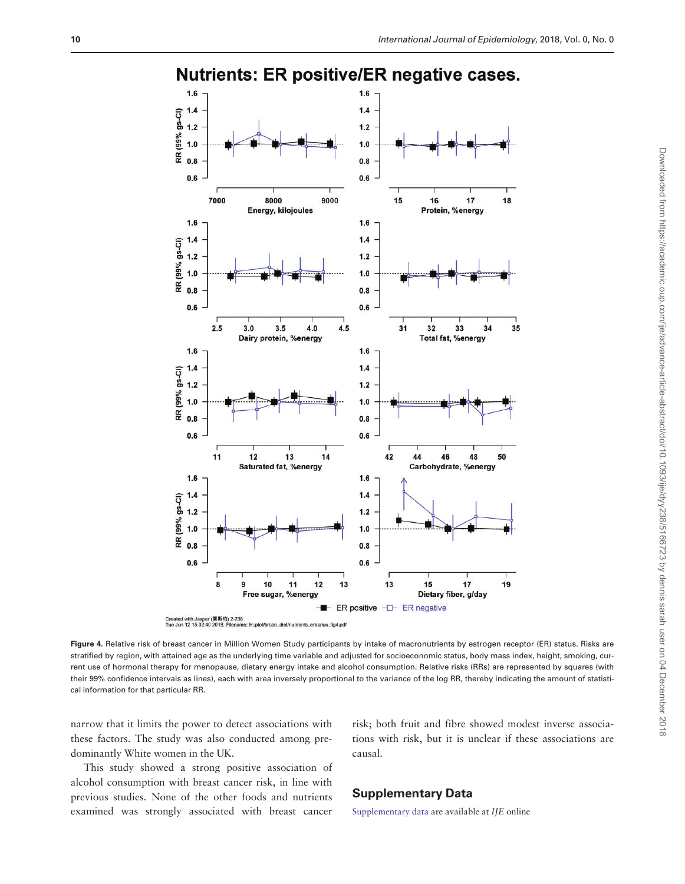Figure 4. Relative risk of breast cancer in Million Women Study participants by intake of macronutrients by estrogen receptor (ER) status. Risks are stratified by region, with attained age as the underlying time variable and adjusted for socioeconomic status, body mass index, height, smoking, current use of hormonal therapy for menopause, dietary energy intake and alcohol consumption. Relative risks (RRs) are represented by squares (with their 99% confidence intervals as lines), each with area inversely proportional to the variance of the log RR, thereby indicating the amount of statistical information for that particular RR.

narrow that it limits the power to detect associations with these factors. The study was also conducted among predominantly White women in the UK.

This study showed a strong positive association of alcohol consumption with breast cancer risk, in line with previous studies. None of the other foods and nutrients examined was strongly associated with breast cancer risk; both fruit and fibre showed modest inverse associations with risk, but it is unclear if these associations are causal.

## Supplementary Data

Supplementary data are available at *IJE* online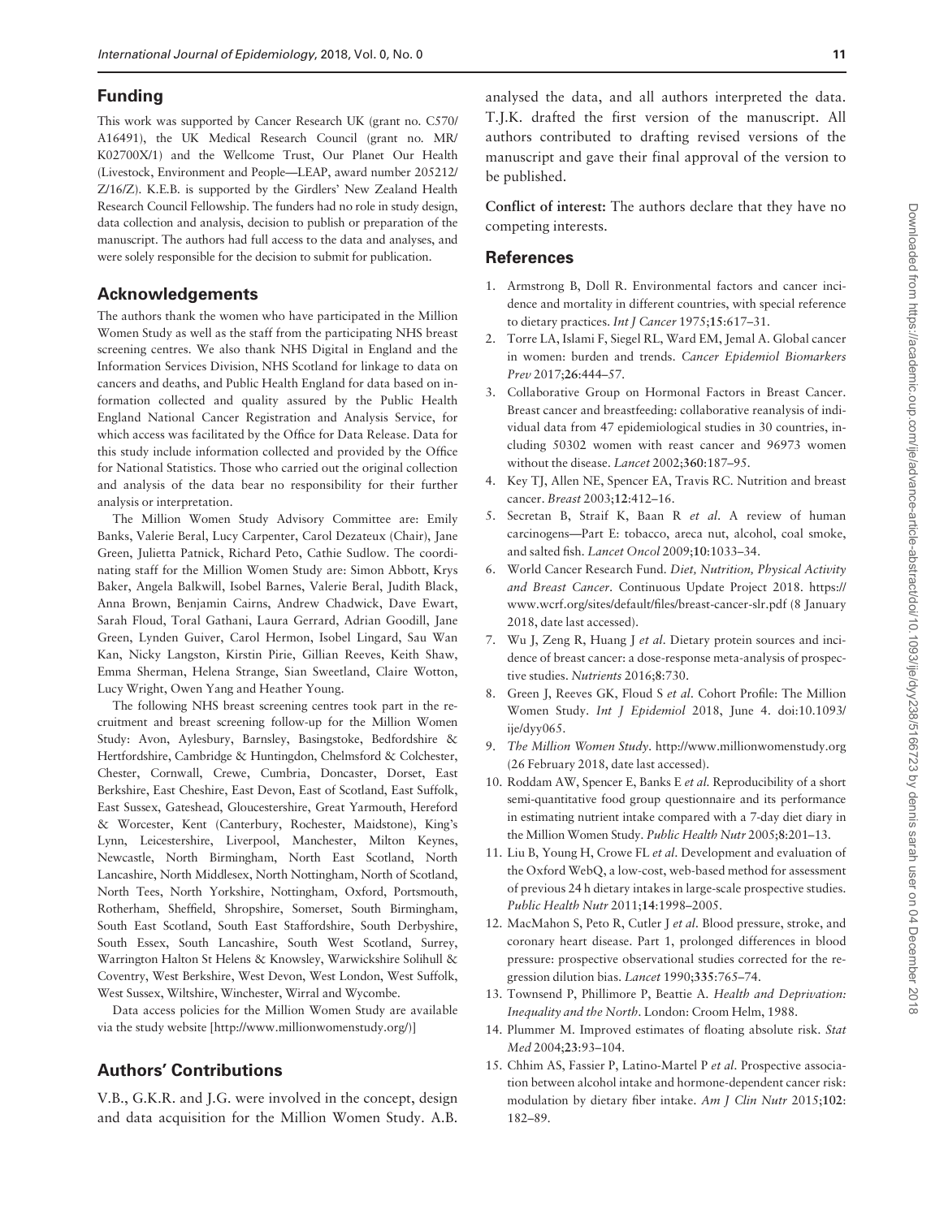## Funding

This work was supported by Cancer Research UK (grant no. C570/A16491), the UK Medical Research Council (grant no. MR/K02700X/1) and the Wellcome Trust, Our Planet Our Health (Livestock, Environment and People—LEAP, award number 205212/Z/16/Z). K.E.B. is supported by the Girdlers' New Zealand Health Research Council Fellowship. The funders had no role in study design, data collection and analysis, decision to publish or preparation of the manuscript. The authors had full access to the data and analyses, and were solely responsible for the decision to submit for publication.

## Acknowledgements

The authors thank the women who have participated in the Million Women Study as well as the staff from the participating NHS breast screening centres. We also thank NHS Digital in England and the Information Services Division, NHS Scotland for linkage to data on cancers and deaths, and Public Health England for data based on information collected and quality assured by the Public Health England National Cancer Registration and Analysis Service, for which access was facilitated by the Office for Data Release. Data for this study include information collected and provided by the Office for National Statistics. Those who carried out the original collection and analysis of the data bear no responsibility for their further analysis or interpretation.

The Million Women Study Advisory Committee are: Emily Banks, Valerie Beral, Lucy Carpenter, Carol Dezateux (Chair), Jane Green, Julietta Patnick, Richard Peto, Cathie Sudlow. The coordinating staff for the Million Women Study are: Simon Abbott, Krys Baker, Angela Balkwill, Isobel Barnes, Valerie Beral, Judith Black, Anna Brown, Benjamin Cairns, Andrew Chadwick, Dave Ewart, Sarah Floud, Toral Gathani, Laura Gerrard, Adrian Goodill, Jane Green, Lynden Guiver, Carol Hermon, Isobel Lingard, Sau Wan Kan, Nicky Langston, Kirstin Pirie, Gillian Reeves, Keith Shaw, Emma Sherman, Helena Strange, Sian Sweetland, Claire Wotton, Lucy Wright, Owen Yang and Heather Young.

The following NHS breast screening centres took part in the recruitment and breast screening follow-up for the Million Women Study: Avon, Aylesbury, Barnsley, Basingstoke, Bedfordshire & Hertfordshire, Cambridge & Huntingdon, Chelmsford & Colchester, Chester, Cornwall, Crewe, Cumbria, Doncaster, Dorset, East Berkshire, East Cheshire, East Devon, East of Scotland, East Suffolk, East Sussex, Gateshead, Gloucestershire, Great Yarmouth, Hereford & Worcester, Kent (Canterbury, Rochester, Maidstone), King's Lynn, Leicestershire, Liverpool, Manchester, Milton Keynes, Newcastle, North Birmingham, North East Scotland, North Lancashire, North Middlesex, North Nottingham, North of Scotland, North Tees, North Yorkshire, Nottingham, Oxford, Portsmouth, Rotherham, Sheffield, Shropshire, Somerset, South Birmingham, South East Scotland, South East Staffordshire, South Derbyshire, South Essex, South Lancashire, South West Scotland, Surrey, Warrington Halton St Helens & Knowsley, Warwickshire Solihull & Coventry, West Berkshire, West Devon, West London, West Suffolk, West Sussex, Wiltshire, Winchester, Wirral and Wycombe.

Data access policies for the Million Women Study are available via the study website [http://www.millionwomenstudy.org/)]

## Authors' Contributions

V.B., G.K.R. and J.G. were involved in the concept, design and data acquisition for the Million Women Study. A.B. analysed the data, and all authors interpreted the data. T.J.K. drafted the first version of the manuscript. All authors contributed to drafting revised versions of the manuscript and gave their final approval of the version to be published.

**Conflict of interest:** The authors declare that they have no competing interests.

## References

1. Armstrong B, Doll R. Environmental factors and cancer incidence and mortality in different countries, with special reference to dietary practices. *Int J Cancer* 1975;**15**:617–31.
2. Torre LA, Islami F, Siegel RL, Ward EM, Jemal A. Global cancer in women: burden and trends. *Cancer Epidemiol Biomarkers Prev* 2017;**26**:444–57.
3. Collaborative Group on Hormonal Factors in Breast Cancer. Breast cancer and breastfeeding: collaborative reanalysis of individual data from 47 epidemiological studies in 30 countries, including 50302 women with reast cancer and 96973 women without the disease. *Lancet* 2002;**360**:187–95.
4. Key TJ, Allen NE, Spencer EA, Travis RC. Nutrition and breast cancer. *Breast* 2003;**12**:412–16.
5. Secretan B, Straif K, Baan R *et al*. A review of human carcinogens—Part E: tobacco, areca nut, alcohol, coal smoke, and salted fish. *Lancet Oncol* 2009;**10**:1033–34.
6. World Cancer Research Fund. *Diet, Nutrition, Physical Activity and Breast Cancer*. Continuous Update Project 2018. https://www.wcrf.org/sites/default/files/breast-cancer-slr.pdf (8 January 2018, date last accessed).
7. Wu J, Zeng R, Huang J *et al*. Dietary protein sources and incidence of breast cancer: a dose-response meta-analysis of prospective studies. *Nutrients* 2016;**8**:730.
8. Green J, Reeves GK, Floud S *et al*. Cohort Profile: The Million Women Study. *Int J Epidemiol* 2018, June 4. doi:10.1093/ije/dyy065.
9. *The Million Women Study*. http://www.millionwomenstudy.org (26 February 2018, date last accessed).
10. Roddam AW, Spencer E, Banks E *et al*. Reproducibility of a short semi-quantitative food group questionnaire and its performance in estimating nutrient intake compared with a 7-day diet diary in the Million Women Study. *Public Health Nutr* 2005;**8**:201–13.
11. Liu B, Young H, Crowe FL *et al*. Development and evaluation of the Oxford WebQ, a low-cost, web-based method for assessment of previous 24 h dietary intakes in large-scale prospective studies. *Public Health Nutr* 2011;**14**:1998–2005.
12. MacMahon S, Peto R, Cutler J *et al*. Blood pressure, stroke, and coronary heart disease. Part 1, prolonged differences in blood pressure: prospective observational studies corrected for the regression dilution bias. *Lancet* 1990;**335**:765–74.
13. Townsend P, Phillimore P, Beattie A. *Health and Deprivation: Inequality and the North*. London: Croom Helm, 1988.
14. Plummer M. Improved estimates of floating absolute risk. *Stat Med* 2004;**23**:93–104.
15. Chhim AS, Fassier P, Latino-Martel P *et al*. Prospective association between alcohol intake and hormone-dependent cancer risk: modulation by dietary fiber intake. *Am J Clin Nutr* 2015;**102**:182–89.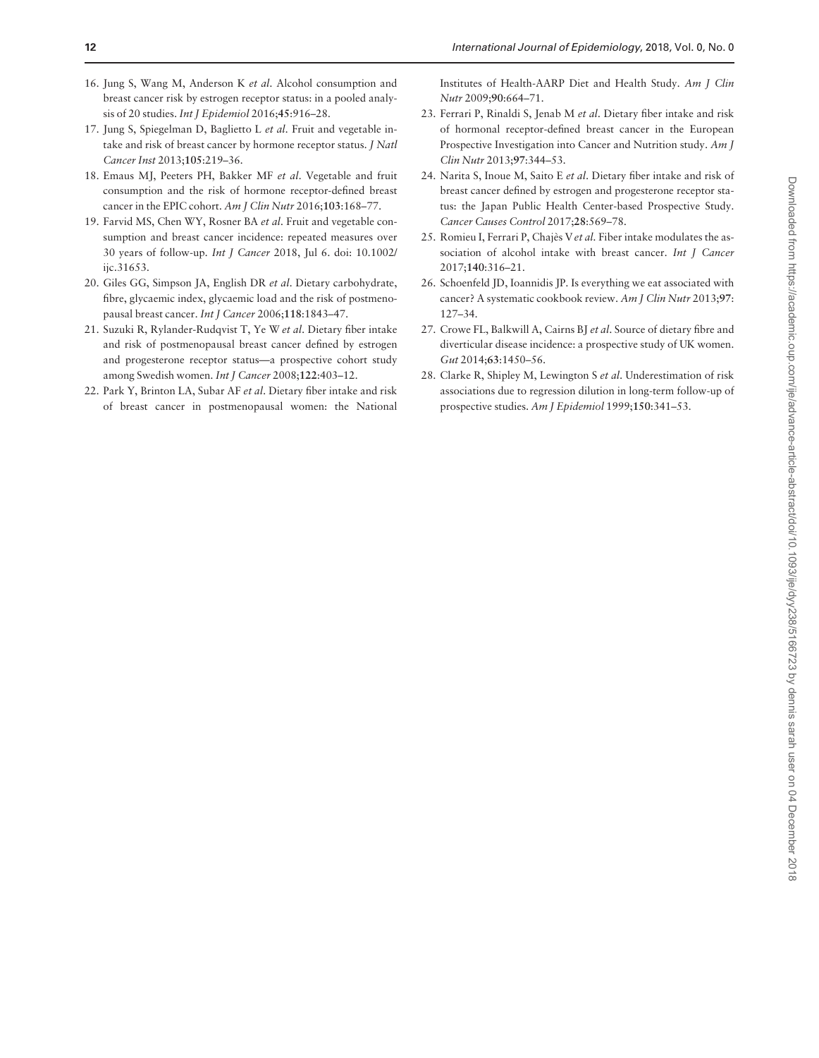16. Jung S, Wang M, Anderson K *et al*. Alcohol consumption and breast cancer risk by estrogen receptor status: in a pooled analysis of 20 studies. *Int J Epidemiol* 2016;**45**:916–28.
17. Jung S, Spiegelman D, Baglietto L *et al*. Fruit and vegetable intake and risk of breast cancer by hormone receptor status. *J Natl Cancer Inst* 2013;**105**:219–36.
18. Emaus MJ, Peeters PH, Bakker MF *et al*. Vegetable and fruit consumption and the risk of hormone receptor-defined breast cancer in the EPIC cohort. *Am J Clin Nutr* 2016;**103**:168–77.
19. Farvid MS, Chen WY, Rosner BA *et al*. Fruit and vegetable consumption and breast cancer incidence: repeated measures over 30 years of follow-up. *Int J Cancer* 2018, Jul 6. doi: 10.1002/ijc.31653.
20. Giles GG, Simpson JA, English DR *et al*. Dietary carbohydrate, fibre, glycaemic index, glycaemic load and the risk of postmenopausal breast cancer. *Int J Cancer* 2006;**118**:1843–47.
21. Suzuki R, Rylander-Rudqvist T, Ye W *et al*. Dietary fiber intake and risk of postmenopausal breast cancer defined by estrogen and progesterone receptor status—a prospective cohort study among Swedish women. *Int J Cancer* 2008;**122**:403–12.
22. Park Y, Brinton LA, Subar AF *et al*. Dietary fiber intake and risk of breast cancer in postmenopausal women: the National Institutes of Health-AARP Diet and Health Study. *Am J Clin Nutr* 2009;**90**:664–71.
23. Ferrari P, Rinaldi S, Jenab M *et al*. Dietary fiber intake and risk of hormonal receptor-defined breast cancer in the European Prospective Investigation into Cancer and Nutrition study. *Am J Clin Nutr* 2013;**97**:344–53.
24. Narita S, Inoue M, Saito E *et al*. Dietary fiber intake and risk of breast cancer defined by estrogen and progesterone receptor status: the Japan Public Health Center-based Prospective Study. *Cancer Causes Control* 2017;**28**:569–78.
25. Romieu I, Ferrari P, Chajès V *et al*. Fiber intake modulates the association of alcohol intake with breast cancer. *Int J Cancer* 2017;**140**:316–21.
26. Schoenfeld JD, Ioannidis JP. Is everything we eat associated with cancer? A systematic cookbook review. *Am J Clin Nutr* 2013;**97**:127–34.
27. Crowe FL, Balkwill A, Cairns BJ *et al*. Source of dietary fibre and diverticular disease incidence: a prospective study of UK women. *Gut* 2014;**63**:1450–56.
28. Clarke R, Shipley M, Lewington S *et al*. Underestimation of risk associations due to regression dilution in long-term follow-up of prospective studies. *Am J Epidemiol* 1999;**150**:341–53.